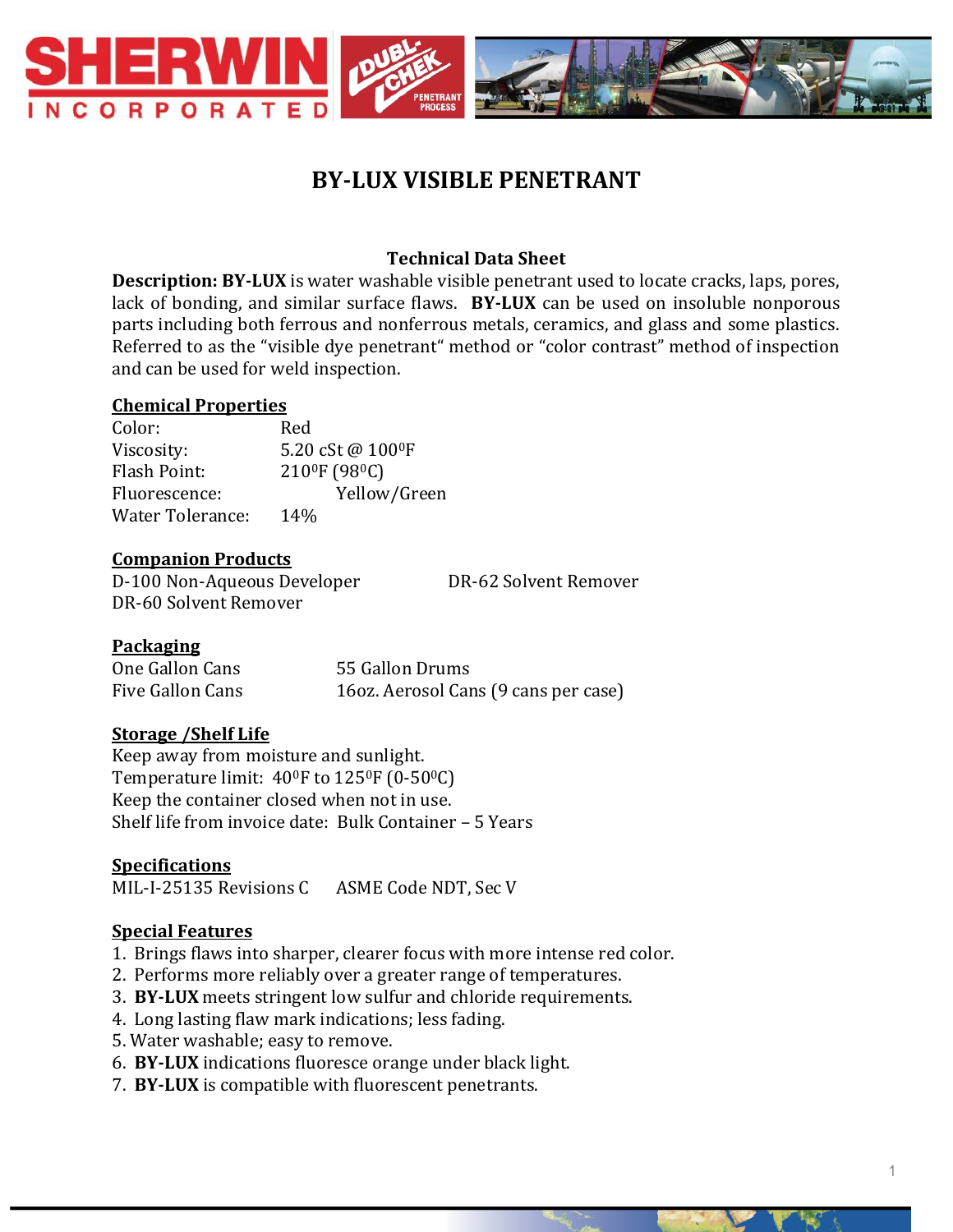# BY-LUX VISIBLE PENETRANT

**Technical Data Sheet**

**Description: BY-LUX** is water washable visible penetrant used to locate cracks, laps, pores, lack of bonding, and similar surface flaws. **BY-LUX** can be used on insoluble nonporous parts including both ferrous and nonferrous metals, ceramics, and glass and some plastics. Referred to as the "visible dye penetrant" method or "color contrast" method of inspection and can be used for weld inspection.

## Chemical Properties

| | |
|---|---|
| Color: | Red |
| Viscosity: | 5.20 cSt @ 100⁰F |
| Flash Point: | 210⁰F (98⁰C) |
| Fluorescence: | Yellow/Green |
| Water Tolerance: | 14% |

## Companion Products

D-100 Non-Aqueous Developer

DR-62 Solvent Remover

DR-60 Solvent Remover

## Packaging

One Gallon Cans

55 Gallon Drums

Five Gallon Cans

16oz. Aerosol Cans (9 cans per case)

## Storage /Shelf Life

Keep away from moisture and sunlight.

Temperature limit: 40⁰F to 125⁰F (0-50⁰C)

Keep the container closed when not in use.

Shelf life from invoice date: Bulk Container – 5 Years

## Specifications

MIL-I-25135 Revisions C

ASME Code NDT, Sec V

## Special Features

1. Brings flaws into sharper, clearer focus with more intense red color.
2. Performs more reliably over a greater range of temperatures.
3. **BY-LUX** meets stringent low sulfur and chloride requirements.
4. Long lasting flaw mark indications; less fading.
5. Water washable; easy to remove.
6. **BY-LUX** indications fluoresce orange under black light.
7. **BY-LUX** is compatible with fluorescent penetrants.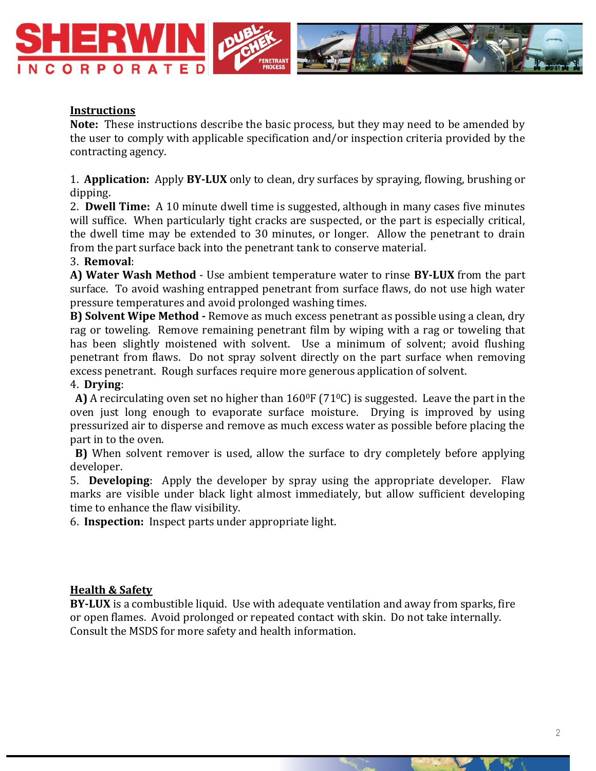**Instructions**

**Note:** These instructions describe the basic process, but they may need to be amended by the user to comply with applicable specification and/or inspection criteria provided by the contracting agency.

1. **Application:** Apply **BY-LUX** only to clean, dry surfaces by spraying, flowing, brushing or dipping.
2. **Dwell Time:** A 10 minute dwell time is suggested, although in many cases five minutes will suffice. When particularly tight cracks are suspected, or the part is especially critical, the dwell time may be extended to 30 minutes, or longer. Allow the penetrant to drain from the part surface back into the penetrant tank to conserve material.
3. **Removal**:

**A) Water Wash Method** - Use ambient temperature water to rinse **BY-LUX** from the part surface. To avoid washing entrapped penetrant from surface flaws, do not use high water pressure temperatures and avoid prolonged washing times.

**B) Solvent Wipe Method -** Remove as much excess penetrant as possible using a clean, dry rag or toweling. Remove remaining penetrant film by wiping with a rag or toweling that has been slightly moistened with solvent. Use a minimum of solvent; avoid flushing penetrant from flaws. Do not spray solvent directly on the part surface when removing excess penetrant. Rough surfaces require more generous application of solvent.

4. **Drying**:

**A)** A recirculating oven set no higher than 160$^0$F (71$^0$C) is suggested. Leave the part in the oven just long enough to evaporate surface moisture. Drying is improved by using pressurized air to disperse and remove as much excess water as possible before placing the part in to the oven.

**B)** When solvent remover is used, allow the surface to dry completely before applying developer.

5. **Developing**: Apply the developer by spray using the appropriate developer. Flaw marks are visible under black light almost immediately, but allow sufficient developing time to enhance the flaw visibility.
6. **Inspection:** Inspect parts under appropriate light.

**Health & Safety**

**BY-LUX** is a combustible liquid. Use with adequate ventilation and away from sparks, fire or open flames. Avoid prolonged or repeated contact with skin. Do not take internally. Consult the MSDS for more safety and health information.